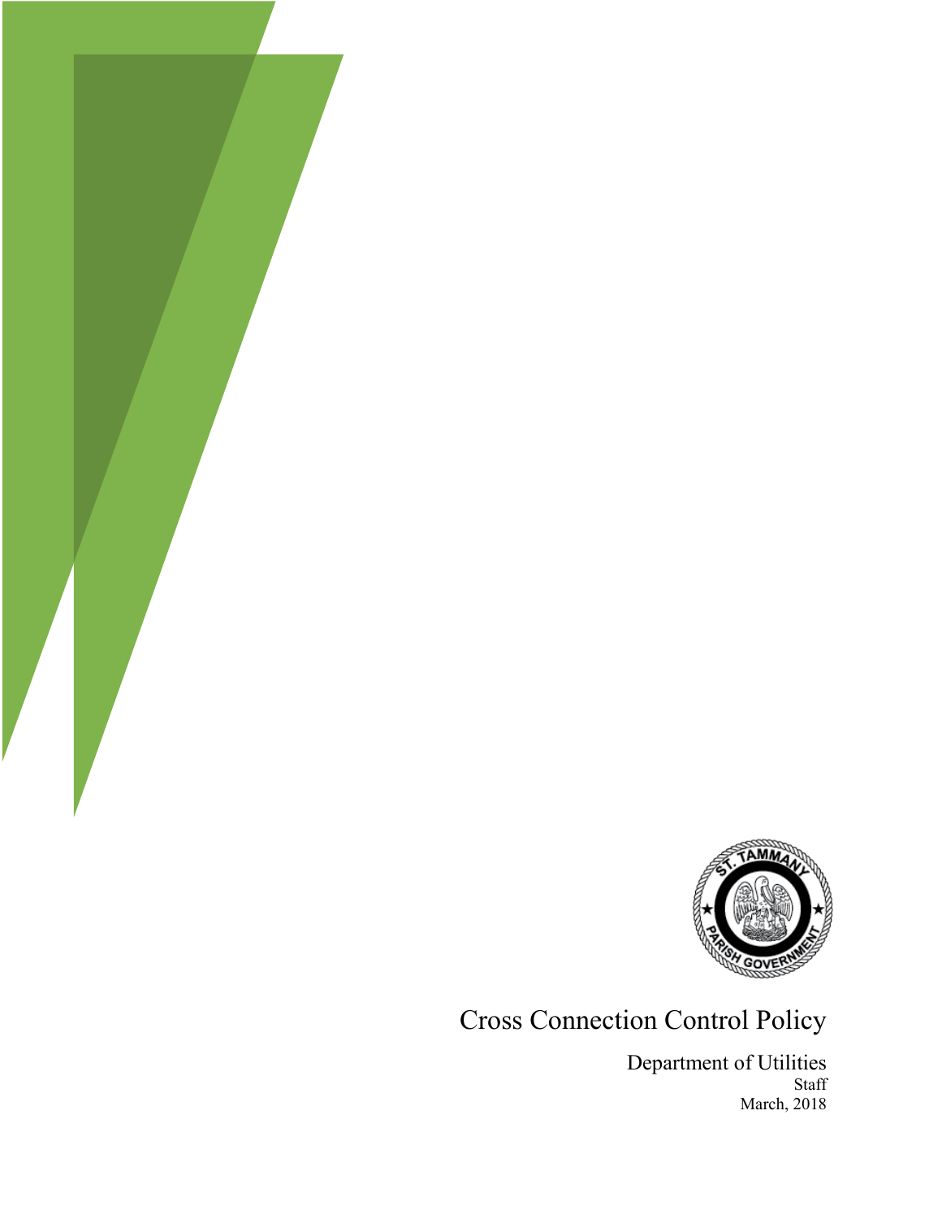# Cross Connection Control Policy

Department of Utilities

Staff

March, 2018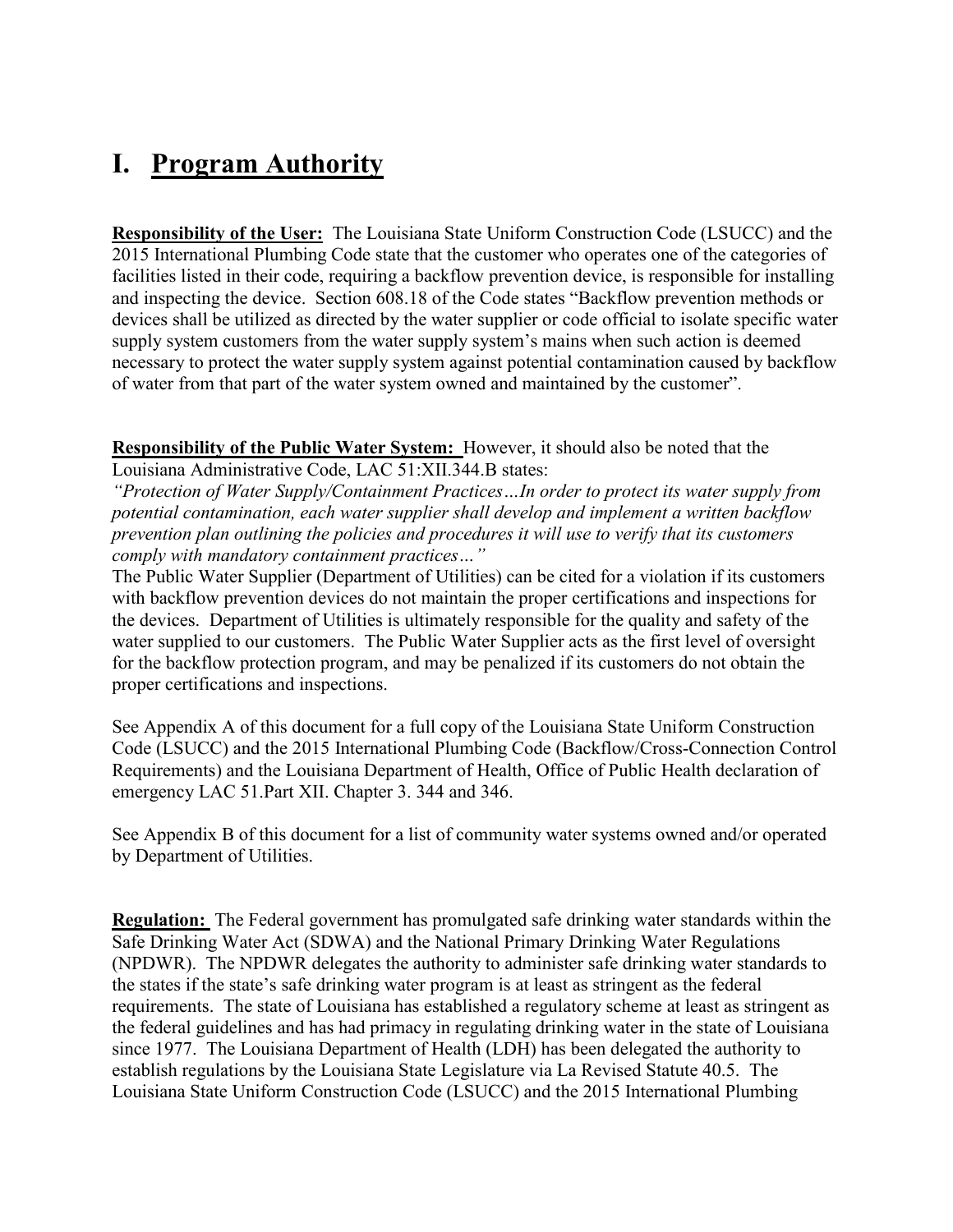# I. Program Authority

**Responsibility of the User:** The Louisiana State Uniform Construction Code (LSUCC) and the 2015 International Plumbing Code state that the customer who operates one of the categories of facilities listed in their code, requiring a backflow prevention device, is responsible for installing and inspecting the device. Section 608.18 of the Code states "Backflow prevention methods or devices shall be utilized as directed by the water supplier or code official to isolate specific water supply system customers from the water supply system's mains when such action is deemed necessary to protect the water supply system against potential contamination caused by backflow of water from that part of the water system owned and maintained by the customer".

**Responsibility of the Public Water System:** However, it should also be noted that the Louisiana Administrative Code, LAC 51:XII.344.B states:
*"Protection of Water Supply/Containment Practices…In order to protect its water supply from potential contamination, each water supplier shall develop and implement a written backflow prevention plan outlining the policies and procedures it will use to verify that its customers comply with mandatory containment practices…"*
The Public Water Supplier (Department of Utilities) can be cited for a violation if its customers with backflow prevention devices do not maintain the proper certifications and inspections for the devices. Department of Utilities is ultimately responsible for the quality and safety of the water supplied to our customers. The Public Water Supplier acts as the first level of oversight for the backflow protection program, and may be penalized if its customers do not obtain the proper certifications and inspections.

See Appendix A of this document for a full copy of the Louisiana State Uniform Construction Code (LSUCC) and the 2015 International Plumbing Code (Backflow/Cross-Connection Control Requirements) and the Louisiana Department of Health, Office of Public Health declaration of emergency LAC 51.Part XII. Chapter 3. 344 and 346.

See Appendix B of this document for a list of community water systems owned and/or operated by Department of Utilities.

**Regulation:** The Federal government has promulgated safe drinking water standards within the Safe Drinking Water Act (SDWA) and the National Primary Drinking Water Regulations (NPDWR). The NPDWR delegates the authority to administer safe drinking water standards to the states if the state's safe drinking water program is at least as stringent as the federal requirements. The state of Louisiana has established a regulatory scheme at least as stringent as the federal guidelines and has had primacy in regulating drinking water in the state of Louisiana since 1977. The Louisiana Department of Health (LDH) has been delegated the authority to establish regulations by the Louisiana State Legislature via La Revised Statute 40.5. The Louisiana State Uniform Construction Code (LSUCC) and the 2015 International Plumbing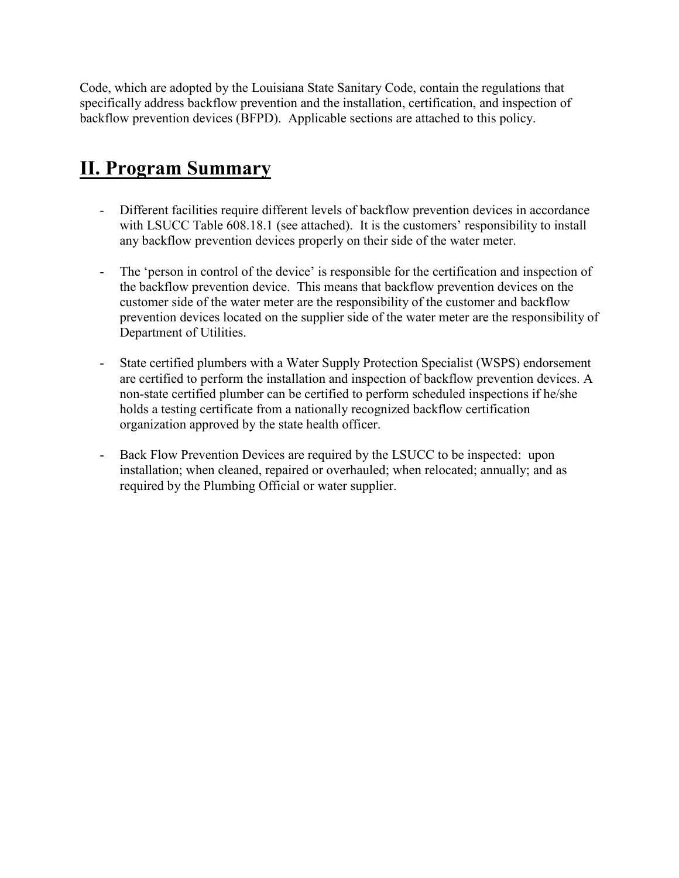Code, which are adopted by the Louisiana State Sanitary Code, contain the regulations that specifically address backflow prevention and the installation, certification, and inspection of backflow prevention devices (BFPD). Applicable sections are attached to this policy.

## II. Program Summary

- Different facilities require different levels of backflow prevention devices in accordance with LSUCC Table 608.18.1 (see attached). It is the customers' responsibility to install any backflow prevention devices properly on their side of the water meter.

- The 'person in control of the device' is responsible for the certification and inspection of the backflow prevention device. This means that backflow prevention devices on the customer side of the water meter are the responsibility of the customer and backflow prevention devices located on the supplier side of the water meter are the responsibility of Department of Utilities.

- State certified plumbers with a Water Supply Protection Specialist (WSPS) endorsement are certified to perform the installation and inspection of backflow prevention devices. A non-state certified plumber can be certified to perform scheduled inspections if he/she holds a testing certificate from a nationally recognized backflow certification organization approved by the state health officer.

- Back Flow Prevention Devices are required by the LSUCC to be inspected: upon installation; when cleaned, repaired or overhauled; when relocated; annually; and as required by the Plumbing Official or water supplier.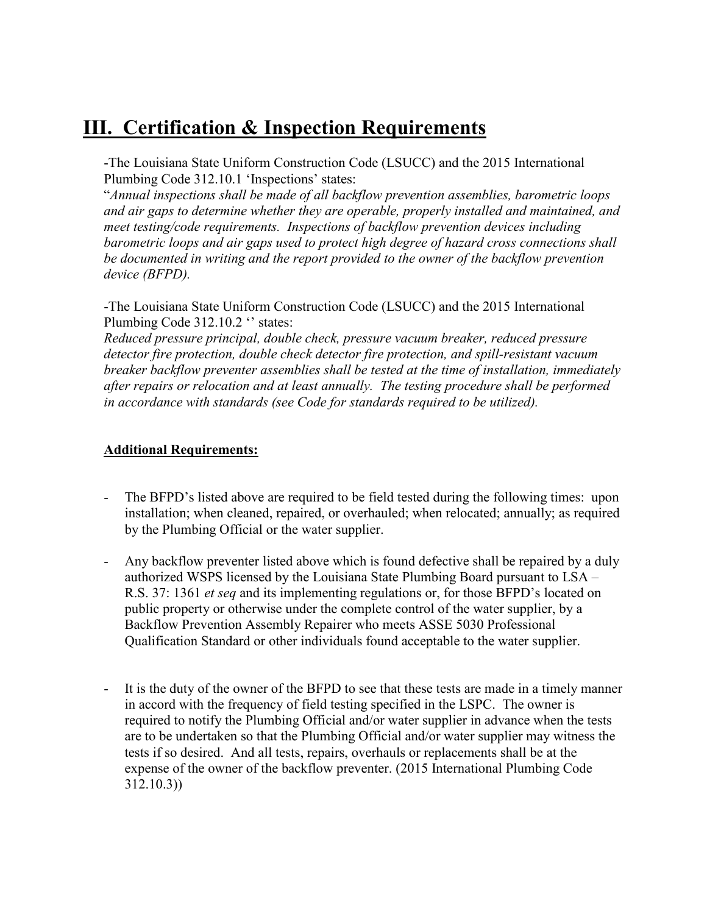# III. Certification & Inspection Requirements

-The Louisiana State Uniform Construction Code (LSUCC) and the 2015 International Plumbing Code 312.10.1 'Inspections' states:
"*Annual inspections shall be made of all backflow prevention assemblies, barometric loops and air gaps to determine whether they are operable, properly installed and maintained, and meet testing/code requirements. Inspections of backflow prevention devices including barometric loops and air gaps used to protect high degree of hazard cross connections shall be documented in writing and the report provided to the owner of the backflow prevention device (BFPD).*

-The Louisiana State Uniform Construction Code (LSUCC) and the 2015 International Plumbing Code 312.10.2 '' states:
*Reduced pressure principal, double check, pressure vacuum breaker, reduced pressure detector fire protection, double check detector fire protection, and spill-resistant vacuum breaker backflow preventer assemblies shall be tested at the time of installation, immediately after repairs or relocation and at least annually. The testing procedure shall be performed in accordance with standards (see Code for standards required to be utilized).*

**Additional Requirements:**

- The BFPD's listed above are required to be field tested during the following times: upon installation; when cleaned, repaired, or overhauled; when relocated; annually; as required by the Plumbing Official or the water supplier.

- Any backflow preventer listed above which is found defective shall be repaired by a duly authorized WSPS licensed by the Louisiana State Plumbing Board pursuant to LSA – R.S. 37: 1361 *et seq* and its implementing regulations or, for those BFPD's located on public property or otherwise under the complete control of the water supplier, by a Backflow Prevention Assembly Repairer who meets ASSE 5030 Professional Qualification Standard or other individuals found acceptable to the water supplier.

- It is the duty of the owner of the BFPD to see that these tests are made in a timely manner in accord with the frequency of field testing specified in the LSPC. The owner is required to notify the Plumbing Official and/or water supplier in advance when the tests are to be undertaken so that the Plumbing Official and/or water supplier may witness the tests if so desired. And all tests, repairs, overhauls or replacements shall be at the expense of the owner of the backflow preventer. (2015 International Plumbing Code 312.10.3))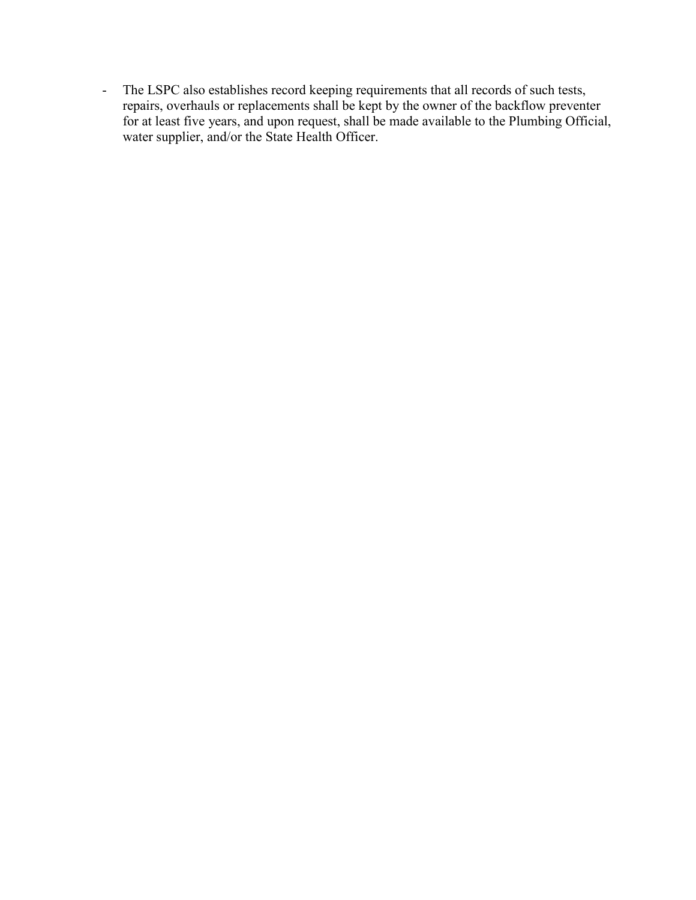- The LSPC also establishes record keeping requirements that all records of such tests, repairs, overhauls or replacements shall be kept by the owner of the backflow preventer for at least five years, and upon request, shall be made available to the Plumbing Official, water supplier, and/or the State Health Officer.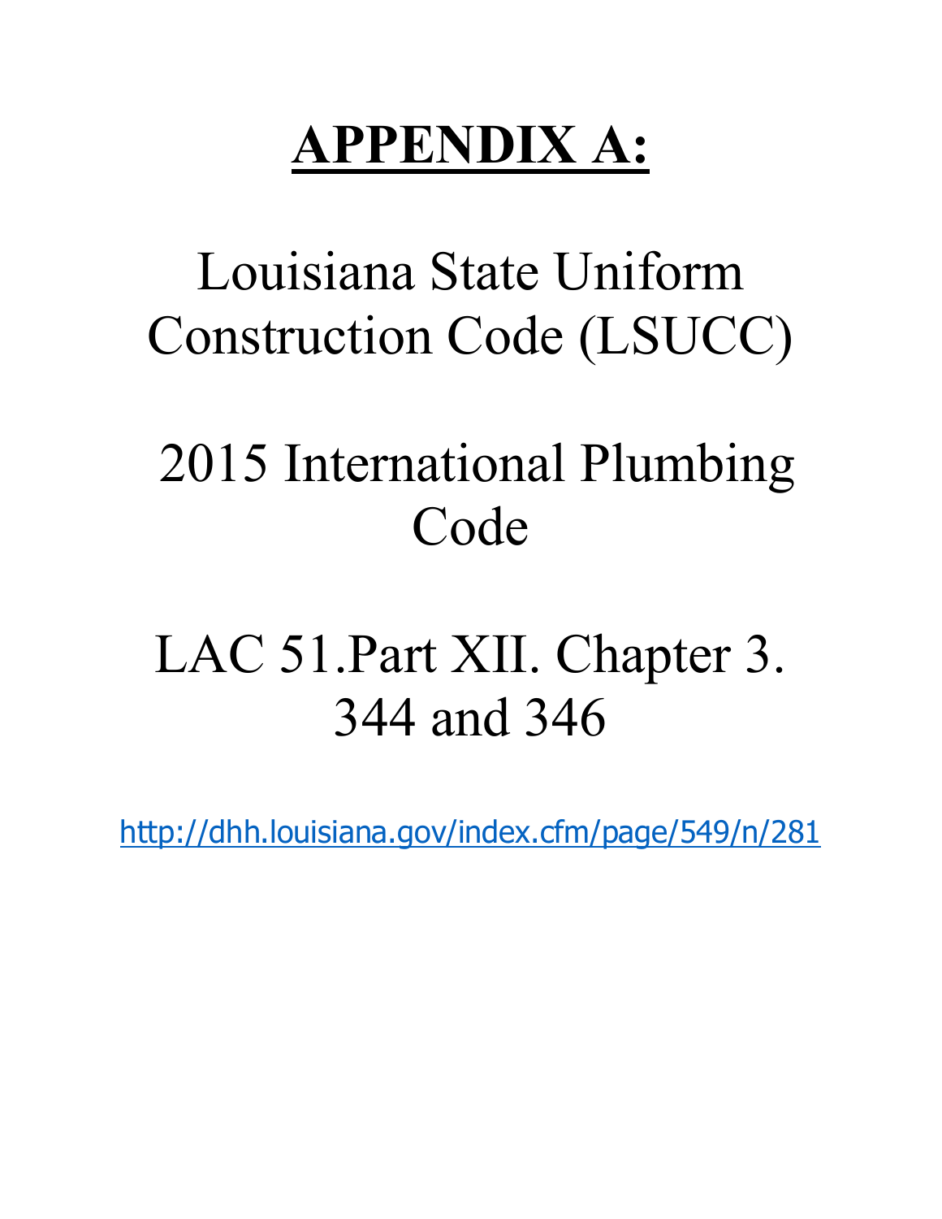# APPENDIX A:

Louisiana State Uniform Construction Code (LSUCC)

2015 International Plumbing Code

LAC 51.Part XII. Chapter 3. 344 and 346

http://dhh.louisiana.gov/index.cfm/page/549/n/281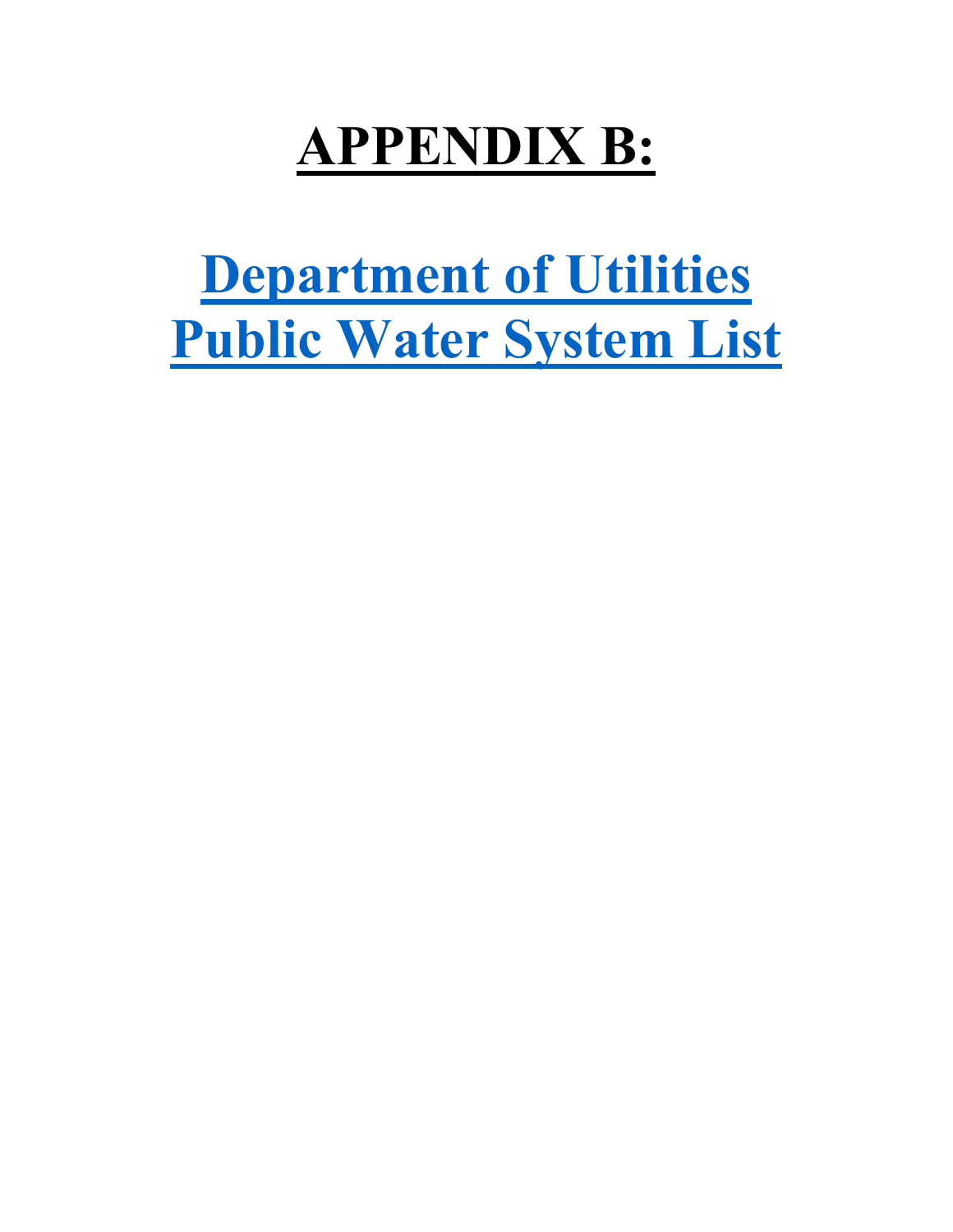# APPENDIX B:

# Department of Utilities Public Water System List